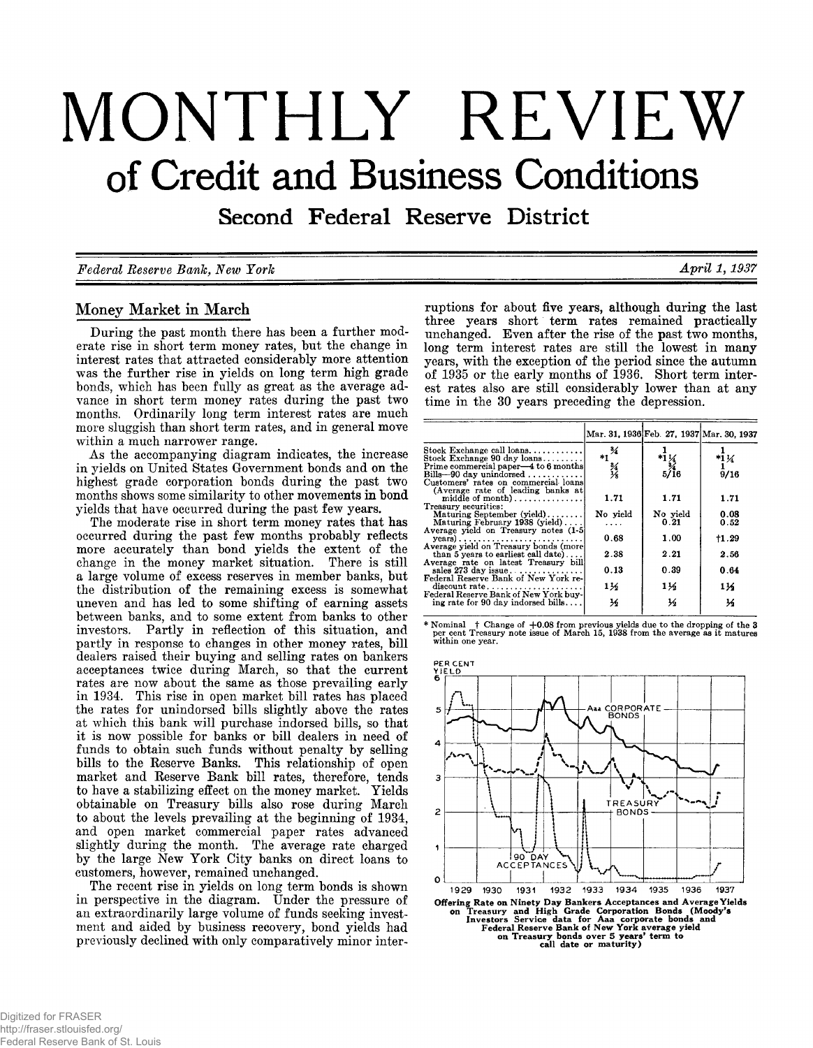# MONTHLY REVIEW

## of Credit and Business Conditions

### Second Federal Reserve District

*Federal Reserve Bank, New York* *April 1, 1937*

## Money Market in March

During the past month there has been a further moderate rise in short term money rates, but the change in interest rates that attracted considerably more attention was the further rise in yields on long term high grade bonds, which has been fully as great as the average advance in short term money rates during the past two months. Ordinarily long term interest rates are much more sluggish than short term rates, and in general move within a much narrower range.

As the accompanying diagram indicates, the increase in yields on United States Government bonds and on the highest grade corporation bonds during the past two months shows some similarity to other movements in bond yields that have occurred during the past few years.

The moderate rise in short term money rates that has occurred during the past few months probably reflects more accurately than bond yields the extent of the change in the money market situation. There is still a large volume of excess reserves in member banks, but the distribution of the remaining excess is somewhat uneven and has led to some shifting of earning assets between banks, and to some extent from banks to other investors. Partly in reflection of this situation, and partly in response to changes in other money rates, bill dealers raised their buying and selling rates on bankers acceptances twice during March, so that the current rates are now about the same as those prevailing early in 1934. This rise in open market bill rates has placed the rates for unindorsed bills slightly above the rates at which this bank will purchase indorsed bills, so that it is now possible for banks or bill dealers in need of funds to obtain such funds without penalty by selling bills to the Reserve Banks. This relationship of open market and Reserve Bank bill rates, therefore, tends to have a stabilizing effect on the money market. Yields obtainable on Treasury bills also rose during March to about the levels prevailing at the beginning of 1934, and open market commercial paper rates advanced slightly during the month. The average rate charged by the large New York City banks on direct loans to customers, however, remained unchanged.

The recent rise in yields on long term bonds is shown in perspective in the diagram. Under the pressure of an extraordinarily large volume of funds seeking investment and aided by business recovery, bond yields had previously declined with only comparatively minor interruptions for about five years, although during the last three years short term rates remained practically unchanged. Even after the rise of the past two months, long term interest rates are still the lowest in many years, with the exception of the period since the autumn of 1935 or the early months of 1936. Short term interest rates also are still considerably lower than at any time in the 30 years preceding the depression.

| | Mar. 31, 1936 | Feb. 27, 1937 | Mar. 30, 1937 |
|---|---|---|---|
| Stock Exchange call loans | ¾ | 1 | 1 |
| Stock Exchange 90 day loans | *1 | *1¼ | *1¼ |
| Prime commercial paper—4 to 6 months | ¾ | ¾ | 1 |
| Bills—90 day unindorsed | ⅛ | 5/16 | 9/16 |
| Customers' rates on commercial loans (Average rate of leading banks at middle of month) | 1.71 | 1.71 | 1.71 |
| Treasury securities: | | | |
| Maturing September (yield) | No yield | No yield | 0.08 |
| Maturing February 1938 (yield) | .... | 0.21 | 0.52 |
| Average yield on Treasury notes (1-5 years) | 0.68 | 1.00 | †1.29 |
| Average yield on Treasury bonds (more than 5 years to earliest call date) | 2.38 | 2.21 | 2.56 |
| Average rate on latest Treasury bill sales 273 day issue | 0.13 | 0.39 | 0.64 |
| Federal Reserve Bank of New York rediscount rate | 1½ | 1½ | 1½ |
| Federal Reserve Bank of New York buying rate for 90 day indorsed bills | ½ | ½ | ½ |

\* Nominal † Change of +0.08 from previous yields due to the dropping of the 3 per cent Treasury note issue of March 15, 1938 from the average as it matures within one year.

Offering Rate on Ninety Day Bankers Acceptances and Average Yields on Treasury and High Grade Corporation Bonds (Moody's Investors Service data for Aaa corporate bonds and Federal Reserve Bank of New York average yield on Treasury bonds over 5 years' term to call date or maturity)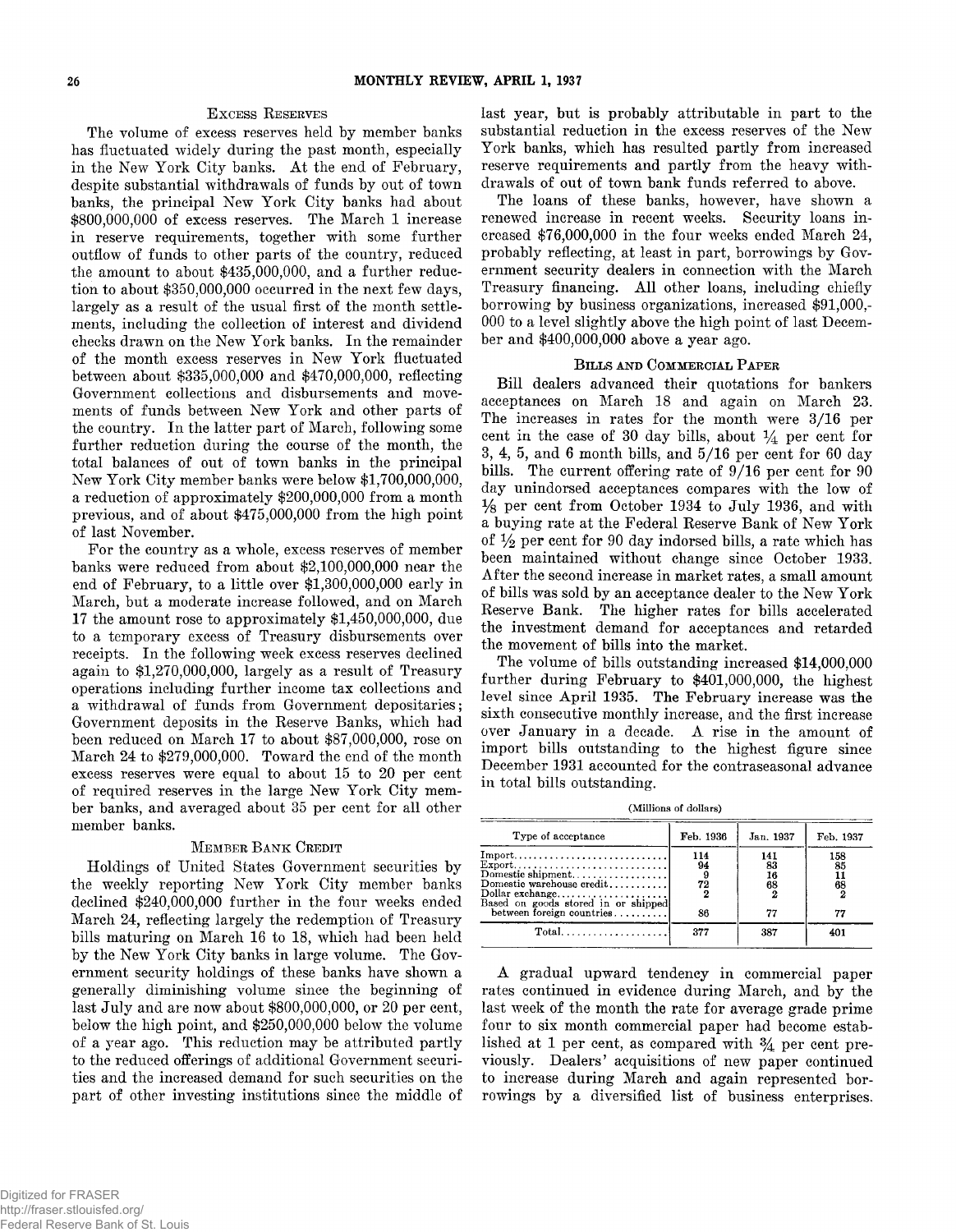## Excess Reserves

The volume of excess reserves held by member banks has fluctuated widely during the past month, especially in the New York City banks. At the end of February, despite substantial withdrawals of funds by out of town banks, the principal New York City banks had about $800,000,000 of excess reserves. The March 1 increase in reserve requirements, together with some further outflow of funds to other parts of the country, reduced the amount to about $435,000,000, and a further reduction to about $350,000,000 occurred in the next few days, largely as a result of the usual first of the month settlements, including the collection of interest and dividend checks drawn on the New York banks. In the remainder of the month excess reserves in New York fluctuated between about $335,000,000 and $470,000,000, reflecting Government collections and disbursements and movements of funds between New York and other parts of the country. In the latter part of March, following some further reduction during the course of the month, the total balances of out of town banks in the principal New York City member banks were below $1,700,000,000, a reduction of approximately $200,000,000 from a month previous, and of about $475,000,000 from the high point of last November.

For the country as a whole, excess reserves of member banks were reduced from about $2,100,000,000 near the end of February, to a little over $1,300,000,000 early in March, but a moderate increase followed, and on March 17 the amount rose to approximately $1,450,000,000, due to a temporary excess of Treasury disbursements over receipts. In the following week excess reserves declined again to $1,270,000,000, largely as a result of Treasury operations including further income tax collections and a withdrawal of funds from Government depositaries; Government deposits in the Reserve Banks, which had been reduced on March 17 to about $87,000,000, rose on March 24 to $279,000,000. Toward the end of the month excess reserves were equal to about 15 to 20 per cent of required reserves in the large New York City member banks, and averaged about 35 per cent for all other member banks.

## Member Bank Credit

Holdings of United States Government securities by the weekly reporting New York City member banks declined $240,000,000 further in the four weeks ended March 24, reflecting largely the redemption of Treasury bills maturing on March 16 to 18, which had been held by the New York City banks in large volume. The Government security holdings of these banks have shown a generally diminishing volume since the beginning of last July and are now about $800,000,000, or 20 per cent, below the high point, and $250,000,000 below the volume of a year ago. This reduction may be attributed partly to the reduced offerings of additional Government securities and the increased demand for such securities on the part of other investing institutions since the middle of last year, but is probably attributable in part to the substantial reduction in the excess reserves of the New York banks, which has resulted partly from increased reserve requirements and partly from the heavy withdrawals of out of town bank funds referred to above.

The loans of these banks, however, have shown a renewed increase in recent weeks. Security loans increased $76,000,000 in the four weeks ended March 24, probably reflecting, at least in part, borrowings by Government security dealers in connection with the March Treasury financing. All other loans, including chiefly borrowing by business organizations, increased $91,000,000 to a level slightly above the high point of last December and $400,000,000 above a year ago.

## Bills and Commercial Paper

Bill dealers advanced their quotations for bankers acceptances on March 18 and again on March 23. The increases in rates for the month were 3/16 per cent in the case of 30 day bills, about 1/4 per cent for 3, 4, 5, and 6 month bills, and 5/16 per cent for 60 day bills. The current offering rate of 9/16 per cent for 90 day unindorsed acceptances compares with the low of 1/8 per cent from October 1934 to July 1936, and with a buying rate at the Federal Reserve Bank of New York of 1/2 per cent for 90 day indorsed bills, a rate which has been maintained without change since October 1933. After the second increase in market rates, a small amount of bills was sold by an acceptance dealer to the New York Reserve Bank. The higher rates for bills accelerated the investment demand for acceptances and retarded the movement of bills into the market.

The volume of bills outstanding increased $14,000,000 further during February to $401,000,000, the highest level since April 1935. The February increase was the sixth consecutive monthly increase, and the first increase over January in a decade. A rise in the amount of import bills outstanding to the highest figure since December 1931 accounted for the contraseasonal advance in total bills outstanding.

(Millions of dollars)

| Type of acceptance | Feb. 1936 | Jan. 1937 | Feb. 1937 |
|---|---|---|---|
| Import | 114 | 141 | 158 |
| Export | 94 | 83 | 85 |
| Domestic shipment | 9 | 16 | 11 |
| Domestic warehouse credit | 72 | 68 | 68 |
| Dollar exchange | 2 | 2 | 2 |
| Based on goods stored in or shipped between foreign countries | 86 | 77 | 77 |
| Total | 377 | 387 | 401 |

A gradual upward tendency in commercial paper rates continued in evidence during March, and by the last week of the month the rate for average grade prime four to six month commercial paper had become established at 1 per cent, as compared with 3/4 per cent previously. Dealers' acquisitions of new paper continued to increase during March and again represented borrowings by a diversified list of business enterprises.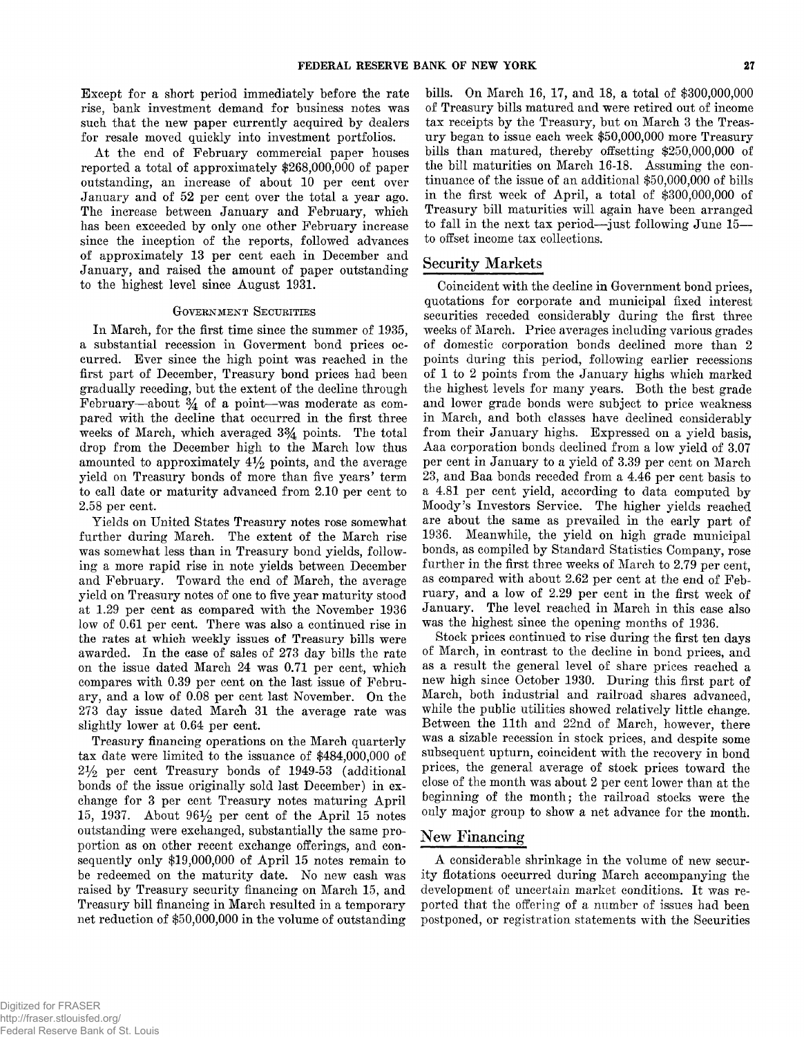Except for a short period immediately before the rate rise, bank investment demand for business notes was such that the new paper currently acquired by dealers for resale moved quickly into investment portfolios.

At the end of February commercial paper houses reported a total of approximately $268,000,000 of paper outstanding, an increase of about 10 per cent over January and of 52 per cent over the total a year ago. The increase between January and February, which has been exceeded by only one other February increase since the inception of the reports, followed advances of approximately 13 per cent each in December and January, and raised the amount of paper outstanding to the highest level since August 1931.

### Government Securities

In March, for the first time since the summer of 1935, a substantial recession in Goverment bond prices occurred. Ever since the high point was reached in the first part of December, Treasury bond prices had been gradually receding, but the extent of the decline through February—about ¾ of a point—was moderate as compared with the decline that occurred in the first three weeks of March, which averaged 3¾ points. The total drop from the December high to the March low thus amounted to approximately 4½ points, and the average yield on Treasury bonds of more than five years' term to call date or maturity advanced from 2.10 per cent to 2.58 per cent.

Yields on United States Treasury notes rose somewhat further during March. The extent of the March rise was somewhat less than in Treasury bond yields, following a more rapid rise in note yields between December and February. Toward the end of March, the average yield on Treasury notes of one to five year maturity stood at 1.29 per cent as compared with the November 1936 low of 0.61 per cent. There was also a continued rise in the rates at which weekly issues of Treasury bills were awarded. In the case of sales of 273 day bills the rate on the issue dated March 24 was 0.71 per cent, which compares with 0.39 per cent on the last issue of February, and a low of 0.08 per cent last November. On the 273 day issue dated March 31 the average rate was slightly lower at 0.64 per cent.

Treasury financing operations on the March quarterly tax date were limited to the issuance of $484,000,000 of 2½ per cent Treasury bonds of 1949-53 (additional bonds of the issue originally sold last December) in exchange for 3 per cent Treasury notes maturing April 15, 1937. About 96½ per cent of the April 15 notes outstanding were exchanged, substantially the same proportion as on other recent exchange offerings, and consequently only $19,000,000 of April 15 notes remain to be redeemed on the maturity date. No new cash was raised by Treasury security financing on March 15, and Treasury bill financing in March resulted in a temporary net reduction of $50,000,000 in the volume of outstanding bills. On March 16, 17, and 18, a total of $300,000,000 of Treasury bills matured and were retired out of income tax receipts by the Treasury, but on March 3 the Treasury began to issue each week $50,000,000 more Treasury bills than matured, thereby offsetting $250,000,000 of the bill maturities on March 16-18. Assuming the continuance of the issue of an additional $50,000,000 of bills in the first week of April, a total of $300,000,000 of Treasury bill maturities will again have been arranged to fall in the next tax period—just following June 15—to offset income tax collections.

## Security Markets

Coincident with the decline in Government bond prices, quotations for corporate and municipal fixed interest securities receded considerably during the first three weeks of March. Price averages including various grades of domestic corporation bonds declined more than 2 points during this period, following earlier recessions of 1 to 2 points from the January highs which marked the highest levels for many years. Both the best grade and lower grade bonds were subject to price weakness in March, and both classes have declined considerably from their January highs. Expressed on a yield basis, Aaa corporation bonds declined from a low yield of 3.07 per cent in January to a yield of 3.39 per cent on March 23, and Baa bonds receded from a 4.46 per cent basis to a 4.81 per cent yield, according to data computed by Moody's Investors Service. The higher yields reached are about the same as prevailed in the early part of 1936. Meanwhile, the yield on high grade municipal bonds, as compiled by Standard Statistics Company, rose further in the first three weeks of March to 2.79 per cent, as compared with about 2.62 per cent at the end of February, and a low of 2.29 per cent in the first week of January. The level reached in March in this case also was the highest since the opening months of 1936.

Stock prices continued to rise during the first ten days of March, in contrast to the decline in bond prices, and as a result the general level of share prices reached a new high since October 1930. During this first part of March, both industrial and railroad shares advanced, while the public utilities showed relatively little change. Between the 11th and 22nd of March, however, there was a sizable recession in stock prices, and despite some subsequent upturn, coincident with the recovery in bond prices, the general average of stock prices toward the close of the month was about 2 per cent lower than at the beginning of the month; the railroad stocks were the only major group to show a net advance for the month.

## New Financing

A considerable shrinkage in the volume of new security flotations occurred during March accompanying the development of uncertain market conditions. It was reported that the offering of a number of issues had been postponed, or registration statements with the Securities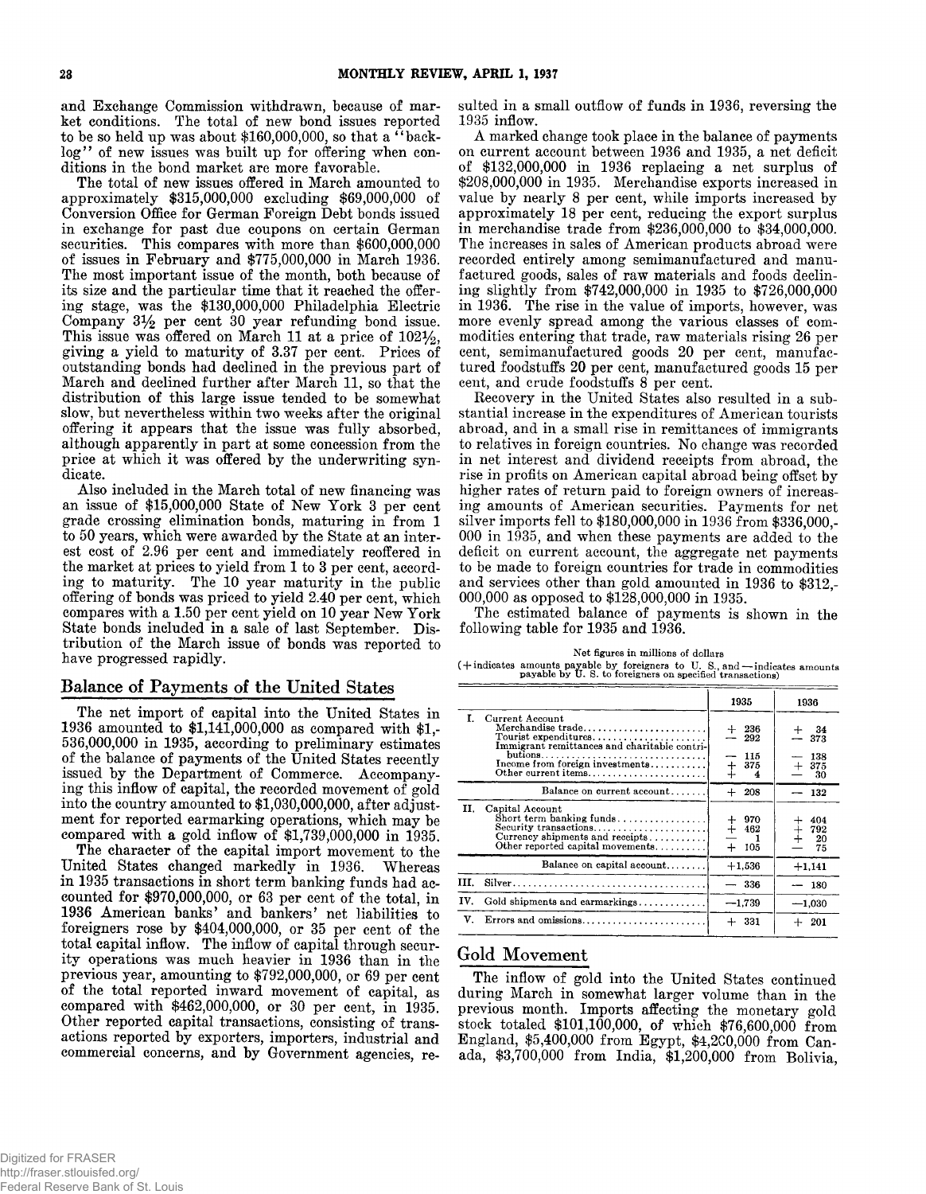and Exchange Commission withdrawn, because of market conditions. The total of new bond issues reported to be so held up was about $160,000,000, so that a "backlog" of new issues was built up for offering when conditions in the bond market are more favorable.

The total of new issues offered in March amounted to approximately $315,000,000 excluding $69,000,000 of Conversion Office for German Foreign Debt bonds issued in exchange for past due coupons on certain German securities. This compares with more than $600,000,000 of issues in February and $775,000,000 in March 1936. The most important issue of the month, both because of its size and the particular time that it reached the offering stage, was the $130,000,000 Philadelphia Electric Company 3½ per cent 30 year refunding bond issue. This issue was offered on March 11 at a price of 102½, giving a yield to maturity of 3.37 per cent. Prices of outstanding bonds had declined in the previous part of March and declined further after March 11, so that the distribution of this large issue tended to be somewhat slow, but nevertheless within two weeks after the original offering it appears that the issue was fully absorbed, although apparently in part at some concession from the price at which it was offered by the underwriting syndicate.

Also included in the March total of new financing was an issue of $15,000,000 State of New York 3 per cent grade crossing elimination bonds, maturing in from 1 to 50 years, which were awarded by the State at an interest cost of 2.96 per cent and immediately reoffered in the market at prices to yield from 1 to 3 per cent, according to maturity. The 10 year maturity in the public offering of bonds was priced to yield 2.40 per cent, which compares with a 1.50 per cent yield on 10 year New York State bonds included in a sale of last September. Distribution of the March issue of bonds was reported to have progressed rapidly.

## Balance of Payments of the United States

The net import of capital into the United States in 1936 amounted to $1,141,000,000 as compared with $1,536,000,000 in 1935, according to preliminary estimates of the balance of payments of the United States recently issued by the Department of Commerce. Accompanying this inflow of capital, the recorded movement of gold into the country amounted to $1,030,000,000, after adjustment for reported earmarking operations, which may be compared with a gold inflow of $1,739,000,000 in 1935.

The character of the capital import movement to the United States changed markedly in 1936. Whereas in 1935 transactions in short term banking funds had accounted for $970,000,000, or 63 per cent of the total, in 1936 American banks' and bankers' net liabilities to foreigners rose by $404,000,000, or 35 per cent of the total capital inflow. The inflow of capital through security operations was much heavier in 1936 than in the previous year, amounting to $792,000,000, or 69 per cent of the total reported inward movement of capital, as compared with $462,000,000, or 30 per cent, in 1935. Other reported capital transactions, consisting of transactions reported by exporters, importers, industrial and commercial concerns, and by Government agencies, resulted in a small outflow of funds in 1936, reversing the 1935 inflow.

A marked change took place in the balance of payments on current account between 1936 and 1935, a net deficit of $132,000,000 in 1936 replacing a net surplus of $208,000,000 in 1935. Merchandise exports increased in value by nearly 8 per cent, while imports increased by approximately 18 per cent, reducing the export surplus in merchandise trade from $236,000,000 to $34,000,000. The increases in sales of American products abroad were recorded entirely among semimanufactured and manufactured goods, sales of raw materials and foods declining slightly from $742,000,000 in 1935 to $726,000,000 in 1936. The rise in the value of imports, however, was more evenly spread among the various classes of commodities entering that trade, raw materials rising 26 per cent, semimanufactured goods 20 per cent, manufactured foodstuffs 20 per cent, manufactured goods 15 per cent, and crude foodstuffs 8 per cent.

Recovery in the United States also resulted in a substantial increase in the expenditures of American tourists abroad, and in a small rise in remittances of immigrants to relatives in foreign countries. No change was recorded in net interest and dividend receipts from abroad, the rise in profits on American capital abroad being offset by higher rates of return paid to foreign owners of increasing amounts of American securities. Payments for net silver imports fell to $180,000,000 in 1936 from $336,000,000 in 1935, and when these payments are added to the deficit on current account, the aggregate net payments to be made to foreign countries for trade in commodities and services other than gold amounted in 1936 to $312,000,000 as opposed to $128,000,000 in 1935.

The estimated balance of payments is shown in the following table for 1935 and 1936.

Net figures in millions of dollars
(+ indicates amounts payable by foreigners to U. S., and — indicates amounts payable by U. S. to foreigners on specified transactions)

| | 1935 | 1936 |
|---|---|---|
| **I. Current Account** | | |
| Merchandise trade | + 236 | + 34 |
| Tourist expenditures | — 292 | — 373 |
| Immigrant remittances and charitable contributions | — 115 | — 138 |
| Income from foreign investments | + 375 | + 375 |
| Other current items | + 4 | — 30 |
| Balance on current account | + 208 | — 132 |
| **II. Capital Account** | | |
| Short term banking funds | + 970 | + 404 |
| Security transactions | + 462 | + 792 |
| Currency shipments and receipts | — 1 | + 20 |
| Other reported capital movements | + 105 | — 75 |
| Balance on capital account | +1,536 | +1,141 |
| **III.** Silver | — 336 | — 180 |
| **IV.** Gold shipments and earmarkings | —1,739 | —1,030 |
| **V.** Errors and omissions | + 331 | + 201 |

## Gold Movement

The inflow of gold into the United States continued during March in somewhat larger volume than in the previous month. Imports affecting the monetary gold stock totaled $101,100,000, of which $76,600,000 from England, $5,400,000 from Egypt, $4,200,000 from Canada, $3,700,000 from India, $1,200,000 from Bolivia,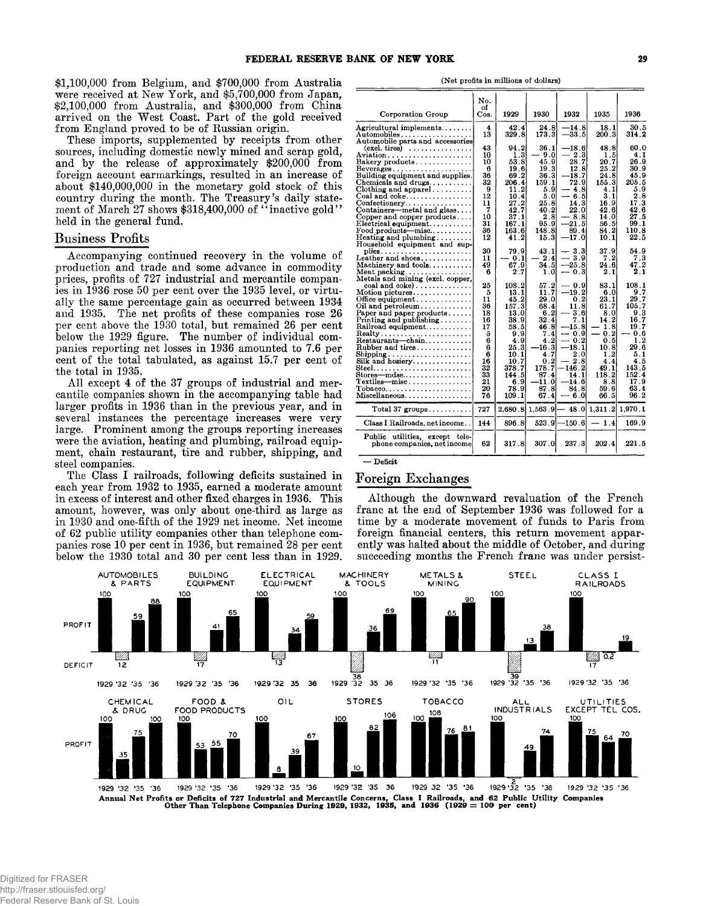$1,100,000 from Belgium, and $700,000 from Australia were received at New York, and $5,700,000 from Japan, $2,100,000 from Australia, and $300,000 from China arrived on the West Coast. Part of the gold received from England proved to be of Russian origin.

These imports, supplemented by receipts from other sources, including domestic newly mined and scrap gold, and by the release of approximately $200,000 from foreign account earmarkings, resulted in an increase of about $140,000,000 in the monetary gold stock of this country during the month. The Treasury's daily statement of March 27 shows $318,400,000 of "inactive gold" held in the general fund.

## Business Profits

Accompanying continued recovery in the volume of production and trade and some advance in commodity prices, profits of 727 industrial and mercantile companies in 1936 rose 50 per cent over the 1935 level, or virtually the same percentage gain as occurred between 1934 and 1935. The net profits of these companies rose 26 per cent above the 1930 total, but remained 26 per cent below the 1929 figure. The number of individual companies reporting net losses in 1936 amounted to 7.6 per cent of the total tabulated, as against 15.7 per cent of the total in 1935.

All except 4 of the 37 groups of industrial and mercantile companies shown in the accompanying table had larger profits in 1936 than in the previous year, and in several instances the percentage increases were very large. Prominent among the groups reporting increases were the aviation, heating and plumbing, railroad equipment, chain restaurant, tire and rubber, shipping, and steel companies.

The Class I railroads, following deficits sustained in each year from 1932 to 1935, earned a moderate amount in excess of interest and other fixed charges in 1936. This amount, however, was only about one-third as large as in 1930 and one-fifth of the 1929 net income. Net income of 62 public utility companies other than telephone companies rose 10 per cent in 1936, but remained 28 per cent below the 1930 total and 30 per cent less than in 1929.

(Net profits in millions of dollars)

| Corporation Group | No. of Cos. | 1929 | 1930 | 1932 | 1935 | 1936 |
|---|---|---|---|---|---|---|
| Agricultural implements | 4 | 42.4 | 24.8 | —14.8 | 18.1 | 30.5 |
| Automobiles | 13 | 329.8 | 173.3 | —33.5 | 200.3 | 314.2 |
| Automobile parts and accessories (excl. tires) | 43 | 94.2 | 36.1 | —18.6 | 48.8 | 60.0 |
| Aviation | 10 | 1.3 | — 9.0 | — 2.3 | 1.5 | 4.1 |
| Bakery products | 10 | 53.8 | 45.9 | 28.7 | 20.7 | 26.9 |
| Beverages | 6 | 19.6 | 19.3 | 12.8 | 25.2 | 30.9 |
| Building equipment and supplies | 36 | 69.2 | 36.3 | —18.7 | 24.8 | 45.9 |
| Chemicals and drugs | 32 | 206.4 | 159.1 | 72.9 | 155.3 | 205.5 |
| Clothing and apparel | 9 | 11.2 | 5.9 | — 4.8 | 4.1 | 5.9 |
| Coal and coke | 12 | 10.4 | 5.0 | — 6.5 | 3.1 | 2.8 |
| Confectionery | 11 | 27.2 | 25.8 | 14.3 | 16.9 | 17.3 |
| Containers—metal and glass | 7 | 42.7 | 40.2 | 22.0 | 42.6 | 42.6 |
| Copper and copper products | 10 | 37.1 | 2.8 | — 8.8 | 14.0 | 27.5 |
| Electrical equipment | 31 | 167.1 | 95.9 | —21.5 | 56.5 | 99.1 |
| Food products—misc. | 36 | 163.6 | 148.8 | 89.4 | 84.2 | 110.8 |
| Heating and plumbing | 12 | 41.2 | 15.3 | —17.0 | 10.1 | 22.5 |
| Household equipment and supplies | 30 | 79.9 | 43.1 | — 3.3 | 37.9 | 54.9 |
| Leather and shoes | 11 | — 0.1 | — 2.4 | — 3.9 | 7.2 | 7.3 |
| Machinery and tools | 49 | 67.9 | 34.5 | —25.8 | 24.6 | 47.2 |
| Meat packing | 6 | 2.7 | 1.0 | — 0.3 | 2.1 | 2.1 |
| Metals and mining (excl. copper, coal and coke) | 25 | 108.2 | 57.2 | — 0.9 | 83.1 | 108.1 |
| Motion pictures | 5 | 13.1 | 11.7 | —19.2 | 6.0 | 9.7 |
| Office equipment | 11 | 45.2 | 29.0 | 0.2 | 23.1 | 29.7 |
| Oil and petroleum | 36 | 157.3 | 68.4 | 11.8 | 61.7 | 105.7 |
| Paper and paper products | 18 | 13.0 | 6.2 | — 3.6 | 8.0 | 9.3 |
| Printing and publishing | 16 | 38.9 | 32.4 | 7.1 | 14.2 | 16.7 |
| Railroad equipment | 17 | 58.5 | 46.8 | —15.8 | — 1.8 | 19.7 |
| Realty | 5 | 9.9 | 7.4 | — 0.9 | — 0.2 | — 0.6 |
| Restaurants—chain | 6 | 4.9 | 4.2 | — 0.2 | 0.5 | 1.2 |
| Rubber and tires | 6 | 25.3 | —16.3 | —18.1 | 10.8 | 29.6 |
| Shipping | 6 | 10.1 | 4.7 | 2.0 | 1.2 | 5.1 |
| Silk and hosiery | 16 | 10.7 | 0.2 | — 2.8 | 4.4 | 4.5 |
| Steel | 32 | 378.7 | 178.7 | —146.2 | 49.1 | 143.5 |
| Stores—mdse. | 33 | 144.5 | 87.4 | 14.1 | 118.2 | 152.4 |
| Textiles—misc. | 21 | 6.9 | —11.0 | —14.6 | 8.8 | 17.9 |
| Tobacco | 20 | 78.9 | 87.8 | 84.8 | 59.6 | 63.4 |
| Miscellaneous | 76 | 109.1 | 67.4 | — 6.0 | 66.5 | 96.2 |
| Total 37 groups | 727 | 2,680.8 | 1,563.9 | — 48.0 | 1,311.2 | 1,970.1 |
| Class I Railroads, net income | 144 | 896.8 | 523.9 | —150.6 | — 1.4 | 169.9 |
| Public utilities, except telephone companies, net income | 62 | 317.8 | 307.0 | 237.3 | 202.4 | 221.5 |

— Deficit

## Foreign Exchanges

Although the downward revaluation of the French franc at the end of September 1936 was followed for a time by a moderate movement of funds to Paris from foreign financial centers, this return movement apparently was halted about the middle of October, and during succeeding months the French franc was under persist-

**Annual Net Profits or Deficits of 727 Industrial and Mercantile Concerns, Class I Railroads, and 62 Public Utility Companies Other Than Telephone Companies During 1929, 1932, 1935, and 1936 (1929 = 100 per cent)**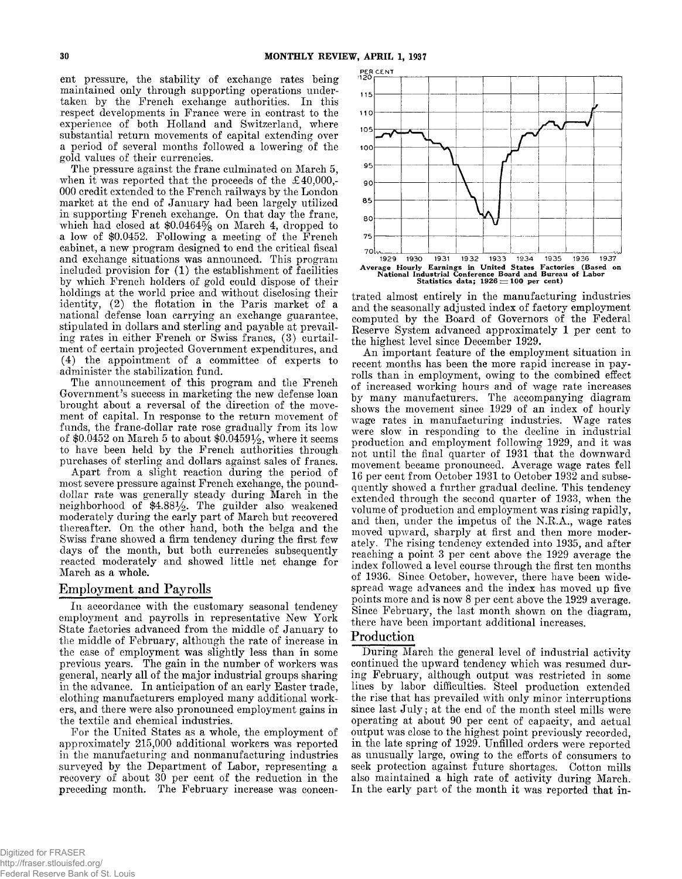ent pressure, the stability of exchange rates being maintained only through supporting operations undertaken by the French exchange authorities. In this respect developments in France were in contrast to the experience of both Holland and Switzerland, where substantial return movements of capital extending over a period of several months followed a lowering of the gold values of their currencies.

The pressure against the franc culminated on March 5, when it was reported that the proceeds of the £40,000,000 credit extended to the French railways by the London market at the end of January had been largely utilized in supporting French exchange. On that day the franc, which had closed at \$0.04643⁄8 on March 4, dropped to a low of \$0.0452. Following a meeting of the French cabinet, a new program designed to end the critical fiscal and exchange situations was announced. This program included provision for (1) the establishment of facilities by which French holders of gold could dispose of their holdings at the world price and without disclosing their identity, (2) the flotation in the Paris market of a national defense loan carrying an exchange guarantee, stipulated in dollars and sterling and payable at prevailing rates in either French or Swiss francs, (3) curtailment of certain projected Government expenditures, and (4) the appointment of a committee of experts to administer the stabilization fund.

The announcement of this program and the French Government's success in marketing the new defense loan brought about a reversal of the direction of the movement of capital. In response to the return movement of funds, the franc-dollar rate rose gradually from its low of \$0.0452 on March 5 to about \$0.04591⁄2, where it seems to have been held by the French authorities through purchases of sterling and dollars against sales of francs.

Apart from a slight reaction during the period of most severe pressure against French exchange, the pound-dollar rate was generally steady during March in the neighborhood of \$4.881⁄2. The guilder also weakened moderately during the early part of March but recovered thereafter. On the other hand, both the belga and the Swiss franc showed a firm tendency during the first few days of the month, but both currencies subsequently reacted moderately and showed little net change for March as a whole.

## Employment and Payrolls

In accordance with the customary seasonal tendency employment and payrolls in representative New York State factories advanced from the middle of January to the middle of February, although the rate of increase in the case of employment was slightly less than in some previous years. The gain in the number of workers was general, nearly all of the major industrial groups sharing in the advance. In anticipation of an early Easter trade, clothing manufacturers employed many additional workers, and there were also pronounced employment gains in the textile and chemical industries.

For the United States as a whole, the employment of approximately 215,000 additional workers was reported in the manufacturing and nonmanufacturing industries surveyed by the Department of Labor, representing a recovery of about 30 per cent of the reduction in the preceding month. The February increase was concentrated almost entirely in the manufacturing industries and the seasonally adjusted index of factory employment computed by the Board of Governors of the Federal Reserve System advanced approximately 1 per cent to the highest level since December 1929.

**Average Hourly Earnings in United States Factories (Based on National Industrial Conference Board and Bureau of Labor Statistics data; 1926 = 100 per cent)**

An important feature of the employment situation in recent months has been the more rapid increase in payrolls than in employment, owing to the combined effect of increased working hours and of wage rate increases by many manufacturers. The accompanying diagram shows the movement since 1929 of an index of hourly wage rates in manufacturing industries. Wage rates were slow in responding to the decline in industrial production and employment following 1929, and it was not until the final quarter of 1931 that the downward movement became pronounced. Average wage rates fell 16 per cent from October 1931 to October 1932 and subsequently showed a further gradual decline. This tendency extended through the second quarter of 1933, when the volume of production and employment was rising rapidly, and then, under the impetus of the N.R.A., wage rates moved upward, sharply at first and then more moderately. The rising tendency extended into 1935, and after reaching a point 3 per cent above the 1929 average the index followed a level course through the first ten months of 1936. Since October, however, there have been widespread wage advances and the index has moved up five points more and is now 8 per cent above the 1929 average. Since February, the last month shown on the diagram, there have been important additional increases.

## Production

During March the general level of industrial activity continued the upward tendency which was resumed during February, although output was restricted in some lines by labor difficulties. Steel production extended the rise that has prevailed with only minor interruptions since last July; at the end of the month steel mills were operating at about 90 per cent of capacity, and actual output was close to the highest point previously recorded, in the late spring of 1929. Unfilled orders were reported as unusually large, owing to the efforts of consumers to seek protection against future shortages. Cotton mills also maintained a high rate of activity during March. In the early part of the month it was reported that in-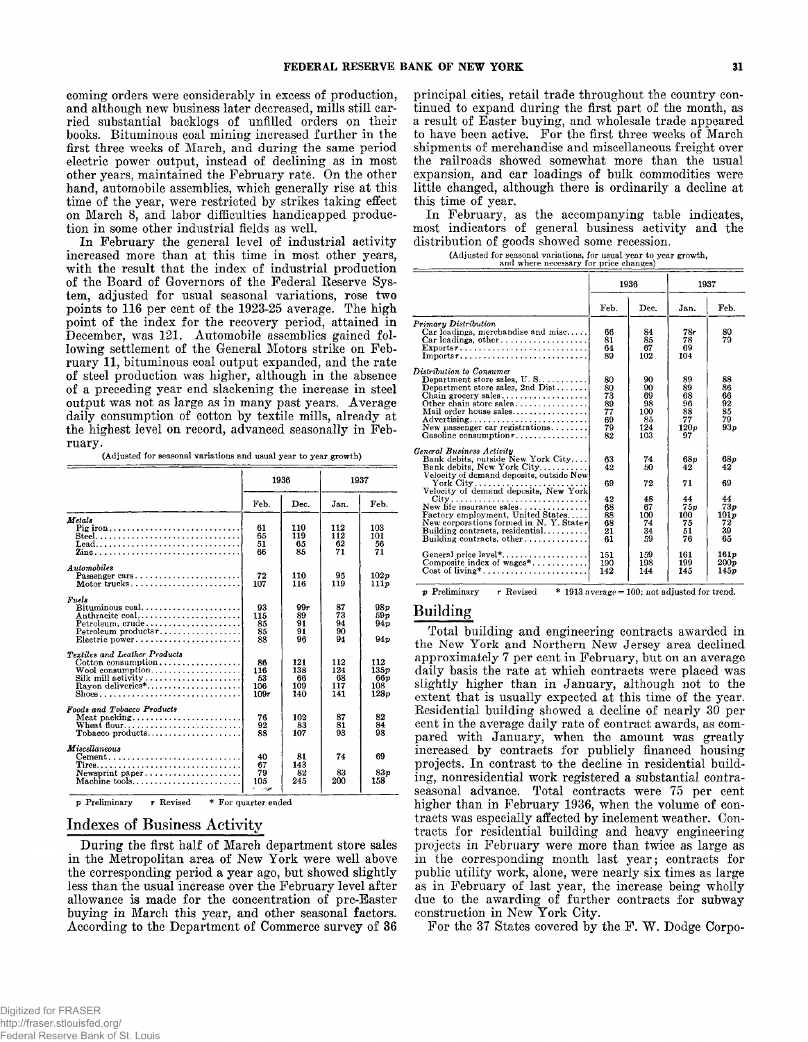coming orders were considerably in excess of production, and although new business later decreased, mills still carried substantial backlogs of unfilled orders on their books. Bituminous coal mining increased further in the first three weeks of March, and during the same period electric power output, instead of declining as in most other years, maintained the February rate. On the other hand, automobile assemblies, which generally rise at this time of the year, were restricted by strikes taking effect on March 8, and labor difficulties handicapped production in some other industrial fields as well.

In February the general level of industrial activity increased more than at this time in most other years, with the result that the index of industrial production of the Board of Governors of the Federal Reserve System, adjusted for usual seasonal variations, rose two points to 116 per cent of the 1923-25 average. The high point of the index for the recovery period, attained in December, was 121. Automobile assemblies gained following settlement of the General Motors strike on February 11, bituminous coal output expanded, and the rate of steel production was higher, although in the absence of a preceding year end slackening the increase in steel output was not as large as in many past years. Average daily consumption of cotton by textile mills, already at the highest level on record, advanced seasonally in February.

(Adjusted for seasonal variations and usual year to year growth)

| | 1936 | | 1937 | |
|---|---|---|---|---|
| | Feb. | Dec. | Jan. | Feb. |
| ***Metals*** | | | | |
| Pig iron | 61 | 110 | 112 | 103 |
| Steel | 65 | 119 | 112 | 101 |
| Lead | 51 | 65 | 62 | 56 |
| Zinc | 66 | 85 | 71 | 71 |
| ***Automobiles*** | | | | |
| Passenger cars | 72 | 110 | 95 | 102p |
| Motor trucks | 107 | 116 | 119 | 111p |
| ***Fuels*** | | | | |
| Bituminous coal | 93 | 99r | 87 | 98p |
| Anthracite coal | 115 | 89 | 73 | 59p |
| Petroleum, crude | 85 | 91 | 94 | 94p |
| Petroleum products r | 85 | 91 | 90 | |
| Electric power | 88 | 96 | 94 | 94p |
| ***Textiles and Leather Products*** | | | | |
| Cotton consumption | 86 | 121 | 112 | 112 |
| Wool consumption | 116 | 138 | 124 | 135p |
| Silk mill activity | 53 | 66 | 68 | 66p |
| Rayon deliveries* | 106 | 109 | 117 | 108 |
| Shoes | 109r | 140 | 141 | 128p |
| ***Foods and Tobacco Products*** | | | | |
| Meat packing | 76 | 102 | 87 | 82 |
| Wheat flour | 92 | 83 | 81 | 84 |
| Tobacco products | 88 | 107 | 93 | 98 |
| ***Miscellaneous*** | | | | |
| Cement | 40 | 81 | 74 | 69 |
| Tires | 67 | 143 | | |
| Newsprint paper | 79 | 82 | 83 | 83p |
| Machine tools | 105 | 245 | 200 | 158 |

p Preliminary r Revised * For quarter ended

## Indexes of Business Activity

During the first half of March department store sales in the Metropolitan area of New York were well above the corresponding period a year ago, but showed slightly less than the usual increase over the February level after allowance is made for the concentration of pre-Easter buying in March this year, and other seasonal factors. According to the Department of Commerce survey of 36 principal cities, retail trade throughout the country continued to expand during the first part of the month, as a result of Easter buying, and wholesale trade appeared to have been active. For the first three weeks of March shipments of merchandise and miscellaneous freight over the railroads showed somewhat more than the usual expansion, and car loadings of bulk commodities were little changed, although there is ordinarily a decline at this time of year.

In February, as the accompanying table indicates, most indicators of general business activity and the distribution of goods showed some recession.

(Adjusted for seasonal variations, for usual year to year growth, and where necessary for price changes)

| | 1936 | | 1937 | |
|---|---|---|---|---|
| | Feb. | Dec. | Jan. | Feb. |
| ***Primary Distribution*** | | | | |
| Car loadings, merchandise and misc. | 66 | 84 | 78r | 80 |
| Car loadings, other | 81 | 85 | 78 | 79 |
| Exports r | 64 | 67 | 69 | |
| Imports r | 89 | 102 | 104 | |
| ***Distribution to Consumer*** | | | | |
| Department store sales, U. S. | 80 | 90 | 89 | 88 |
| Department store sales, 2nd Dist. | 80 | 90 | 89 | 86 |
| Chain grocery sales | 73 | 69 | 68 | 66 |
| Other chain store sales | 89 | 98 | 96 | 92 |
| Mail order house sales | 77 | 100 | 88 | 85 |
| Advertising | 69 | 85 | 77 | 79 |
| New passenger car registrations | 79 | 124 | 120p | 93p |
| Gasoline consumption r | 82 | 103 | 97 | |
| ***General Business Activity*** | | | | |
| Bank debits, outside New York City | 63 | 74 | 68p | 68p |
| Bank debits, New York City | 42 | 50 | 42 | 42 |
| Velocity of demand deposits, outside New York City | 69 | 72 | 71 | 69 |
| Velocity of demand deposits, New York City | 42 | 48 | 44 | 44 |
| New life insurance sales | 68 | 67 | 75p | 73p |
| Factory employment, United States | 88 | 100 | 100 | 101p |
| New corporations formed in N. Y. State r | 68 | 74 | 75 | 72 |
| Building contracts, residential | 21 | 34 | 51 | 39 |
| Building contracts, other | 61 | 59 | 76 | 65 |
| General price level* | 151 | 159 | 161 | 161p |
| Composite index of wages* | 190 | 198 | 199 | 200p |
| Cost of living* | 142 | 144 | 145 | 145p |

p Preliminary r Revised * 1913 average = 100; not adjusted for trend.

## Building

Total building and engineering contracts awarded in the New York and Northern New Jersey area declined approximately 7 per cent in February, but on an average daily basis the rate at which contracts were placed was slightly higher than in January, although not to the extent that is usually expected at this time of the year. Residential building showed a decline of nearly 30 per cent in the average daily rate of contract awards, as compared with January, when the amount was greatly increased by contracts for publicly financed housing projects. In contrast to the decline in residential building, nonresidential work registered a substantial contra-seasonal advance. Total contracts were 75 per cent higher than in February 1936, when the volume of contracts was especially affected by inclement weather. Contracts for residential building and heavy engineering projects in February were more than twice as large as in the corresponding month last year; contracts for public utility work, alone, were nearly six times as large as in February of last year, the increase being wholly due to the awarding of further contracts for subway construction in New York City.

For the 37 States covered by the F. W. Dodge Corpo-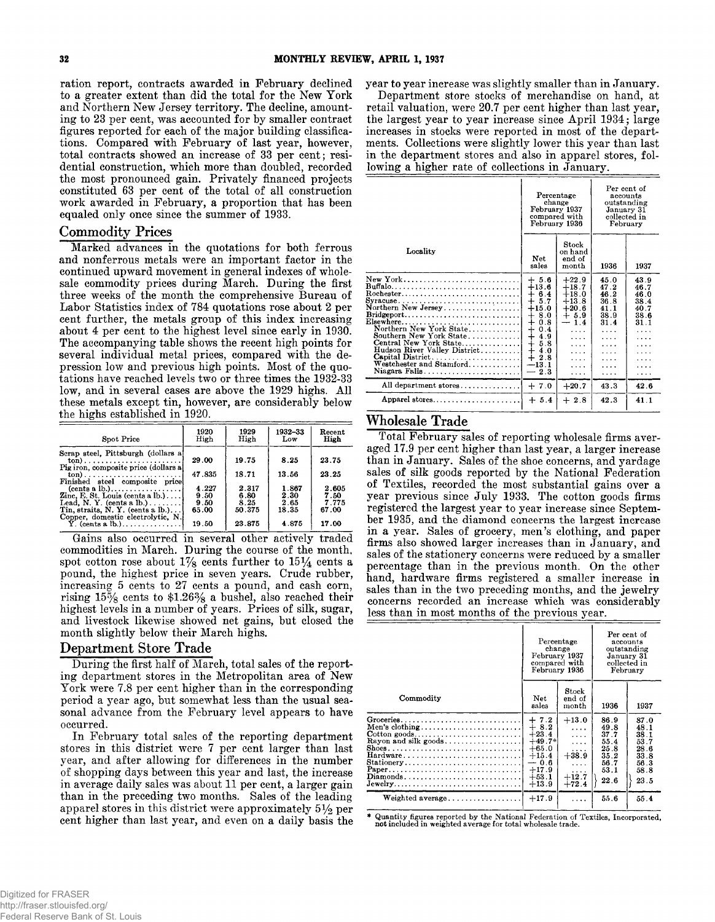ration report, contracts awarded in February declined to a greater extent than did the total for the New York and Northern New Jersey territory. The decline, amounting to 23 per cent, was accounted for by smaller contract figures reported for each of the major building classifications. Compared with February of last year, however, total contracts showed an increase of 33 per cent; residential construction, which more than doubled, recorded the most pronounced gain. Privately financed projects constituted 63 per cent of the total of all construction work awarded in February, a proportion that has been equaled only once since the summer of 1933.

## Commodity Prices

Marked advances in the quotations for both ferrous and nonferrous metals were an important factor in the continued upward movement in general indexes of wholesale commodity prices during March. During the first three weeks of the month the comprehensive Bureau of Labor Statistics index of 784 quotations rose about 2 per cent further, the metals group of this index increasing about 4 per cent to the highest level since early in 1930. The accompanying table shows the recent high points for several individual metal prices, compared with the depression low and previous high points. Most of the quotations have reached levels two or three times the 1932-33 low, and in several cases are above the 1929 highs. All these metals except tin, however, are considerably below the highs established in 1920.

| Spot Price | 1920 High | 1929 High | 1932-33 Low | Recent High |
|---|---|---|---|---|
| Scrap steel, Pittsburgh (dollars a ton) | 29.00 | 19.75 | 8.25 | 23.75 |
| Pig iron, composite price (dollars a ton) | 47.835 | 18.71 | 13.56 | 23.25 |
| Finished steel composite price (cents a lb.) | 4.227 | 2.317 | 1.867 | 2.605 |
| Zinc, E. St. Louis (cents a lb.) | 9.50 | 6.80 | 2.30 | 7.50 |
| Lead, N. Y. (cents a lb.) | 9.50 | 8.25 | 2.65 | 7.775 |
| Tin, straits, N. Y. (cents a lb.) | 65.00 | 50.375 | 18.35 | 67.00 |
| Copper, domestic electrolytic, N. Y. (cents a lb.) | 19.50 | 23.875 | 4.875 | 17.00 |

Gains also occurred in several other actively traded commodities in March. During the course of the month, spot cotton rose about 1⅞ cents further to 15¼ cents a pound, the highest price in seven years. Crude rubber, increasing 5 cents to 27 cents a pound, and cash corn, rising 15⅝ cents to $1.26⅜ a bushel, also reached their highest levels in a number of years. Prices of silk, sugar, and livestock likewise showed net gains, but closed the month slightly below their March highs.

## Department Store Trade

During the first half of March, total sales of the reporting department stores in the Metropolitan area of New York were 7.8 per cent higher than in the corresponding period a year ago, but somewhat less than the usual seasonal advance from the February level appears to have occurred.

In February total sales of the reporting department stores in this district were 7 per cent larger than last year, and after allowing for differences in the number of shopping days between this year and last, the increase in average daily sales was about 11 per cent, a larger gain than in the preceding two months. Sales of the leading apparel stores in this district were approximately 5½ per cent higher than last year, and even on a daily basis the year to year increase was slightly smaller than in January.

Department store stocks of merchandise on hand, at retail valuation, were 20.7 per cent higher than last year, the largest year to year increase since April 1934; large increases in stocks were reported in most of the departments. Collections were slightly lower this year than last in the department stores and also in apparel stores, following a higher rate of collections in January.

| Locality | Percentage change February 1937 compared with February 1936 | | Per cent of accounts outstanding January 31 collected in February | |
|---|---|---|---|---|
| | Net sales | Stock on hand end of month | 1936 | 1937 |
| New York | + 5.6 | +22.9 | 45.0 | 43.9 |
| Buffalo | +13.6 | +18.7 | 47.2 | 46.7 |
| Rochester | + 6.4 | +18.0 | 46.2 | 46.0 |
| Syracuse | + 5.7 | +13.8 | 36.8 | 38.4 |
| Northern New Jersey | +15.0 | +20.6 | 41.1 | 40.7 |
| Bridgeport | + 8.0 | + 5.9 | 38.9 | 38.6 |
| Elsewhere | + 0.8 | − 1.4 | 31.4 | 31.1 |
| Northern New York State | + 0.4 | .... | .... | .... |
| Southern New York State | + 4.9 | .... | .... | .... |
| Central New York State | + 5.8 | .... | .... | .... |
| Hudson River Valley District | + 4.0 | .... | .... | .... |
| Capital District | + 2.8 | .... | .... | .... |
| Westchester and Stamford | −13.1 | .... | .... | .... |
| Niagara Falls | − 2.3 | .... | .... | .... |
| All department stores | + 7.0 | +20.7 | 43.3 | 42.6 |
| Apparel stores | + 5.4 | + 2.8 | 42.3 | 41.1 |

## Wholesale Trade

Total February sales of reporting wholesale firms averaged 17.9 per cent higher than last year, a larger increase than in January. Sales of the shoe concerns, and yardage sales of silk goods reported by the National Federation of Textiles, recorded the most substantial gains over a year previous since July 1933. The cotton goods firms registered the largest year to year increase since September 1935, and the diamond concerns the largest increase in a year. Sales of grocery, men's clothing, and paper firms also showed larger increases than in January, and sales of the stationery concerns were reduced by a smaller percentage than in the previous month. On the other hand, hardware firms registered a smaller increase in sales than in the two preceding months, and the jewelry concerns recorded an increase which was considerably less than in most months of the previous year.

| Commodity | Percentage change February 1937 compared with February 1936 | | Per cent of accounts outstanding January 31 collected in February | |
|---|---|---|---|---|
| | Net sales | Stock end of month | 1936 | 1937 |
| Groceries | + 7.2 | +13.0 | 86.9 | 87.0 |
| Men's clothing | + 8.2 | .... | 49.8 | 48.1 |
| Cotton goods | +23.4 | .... | 37.7 | 38.1 |
| Rayon and silk goods | +49.7* | .... | 55.4 | 53.7 |
| Shoes | +65.0 | .... | 25.8 | 28.6 |
| Hardware | +15.4 | +38.9 | 35.2 | 33.8 |
| Stationery | − 0.6 | .... | 56.7 | 56.3 |
| Paper | +17.9 | .... | 53.1 | 58.8 |
| Diamonds | +53.1 | +12.7 | 22.6 | 23.5 |
| Jewelry | +13.9 | +72.4 | | |
| Weighted average | +17.9 | .... | 55.6 | 55.4 |

\* Quantity figures reported by the National Federation of Textiles, Incorporated, not included in weighted average for total wholesale trade.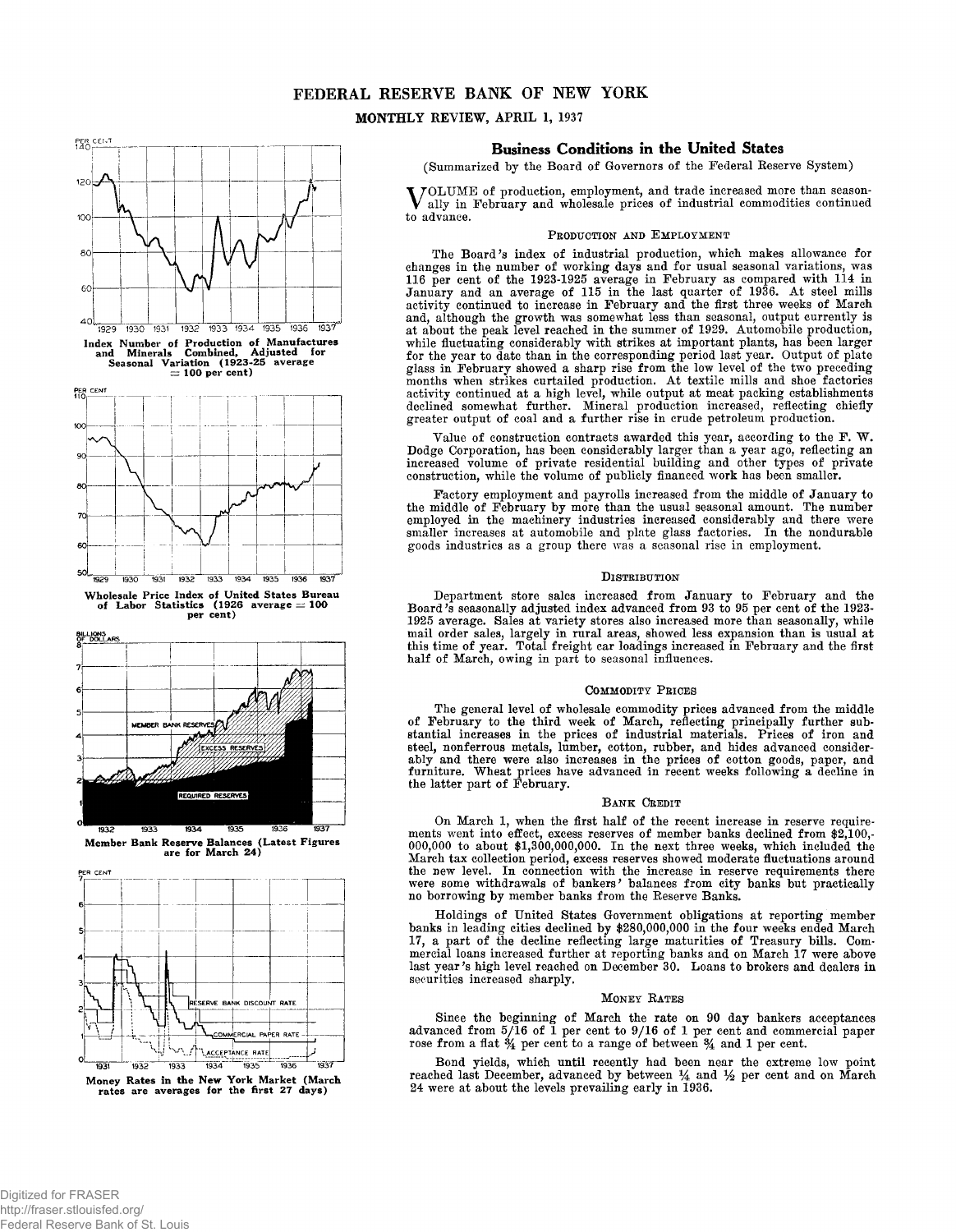# FEDERAL RESERVE BANK OF NEW YORK

MONTHLY REVIEW, APRIL 1, 1937

PER CENT
140
120
100
80
60
40
1929 1930 1931 1932 1933 1934 1935 1936 1937

Index Number of Production of Manufactures and Minerals Combined, Adjusted for Seasonal Variation (1923-25 average = 100 per cent)

PER CENT
110
100
90
80
70
60
50
1929 1930 1931 1932 1933 1934 1935 1936 1937

Wholesale Price Index of United States Bureau of Labor Statistics (1926 average = 100 per cent)

BILLIONS OF DOLLARS
8
7
6
5
4
3
2
1
0
MEMBER BANK RESERVES
EXCESS RESERVES
REQUIRED RESERVES
1932 1933 1934 1935 1936 1937

Member Bank Reserve Balances (Latest Figures are for March 24)

PER CENT
7
6
5
4
3
2
1
0
RESERVE BANK DISCOUNT RATE
COMMERCIAL PAPER RATE
ACCEPTANCE RATE
1931 1932 1933 1934 1935 1936 1937

Money Rates in the New York Market (March rates are averages for the first 27 days)

## Business Conditions in the United States

(Summarized by the Board of Governors of the Federal Reserve System)

Volume of production, employment, and trade increased more than seasonally in February and wholesale prices of industrial commodities continued to advance.

### Production and Employment

The Board's index of industrial production, which makes allowance for changes in the number of working days and for usual seasonal variations, was 116 per cent of the 1923-1925 average in February as compared with 114 in January and an average of 115 in the last quarter of 1936. At steel mills activity continued to increase in February and the first three weeks of March and, although the growth was somewhat less than seasonal, output currently is at about the peak level reached in the summer of 1929. Automobile production, while fluctuating considerably with strikes at important plants, has been larger for the year to date than in the corresponding period last year. Output of plate glass in February showed a sharp rise from the low level of the two preceding months when strikes curtailed production. At textile mills and shoe factories activity continued at a high level, while output at meat packing establishments declined somewhat further. Mineral production increased, reflecting chiefly greater output of coal and a further rise in crude petroleum production.

Value of construction contracts awarded this year, according to the F. W. Dodge Corporation, has been considerably larger than a year ago, reflecting an increased volume of private residential building and other types of private construction, while the volume of publicly financed work has been smaller.

Factory employment and payrolls increased from the middle of January to the middle of February by more than the usual seasonal amount. The number employed in the machinery industries increased considerably and there were smaller increases at automobile and plate glass factories. In the nondurable goods industries as a group there was a seasonal rise in employment.

### Distribution

Department store sales increased from January to February and the Board's seasonally adjusted index advanced from 93 to 95 per cent of the 1923-1925 average. Sales at variety stores also increased more than seasonally, while mail order sales, largely in rural areas, showed less expansion than is usual at this time of year. Total freight car loadings increased in February and the first half of March, owing in part to seasonal influences.

### Commodity Prices

The general level of wholesale commodity prices advanced from the middle of February to the third week of March, reflecting principally further substantial increases in the prices of industrial materials. Prices of iron and steel, nonferrous metals, lumber, cotton, rubber, and hides advanced considerably and there were also increases in the prices of cotton goods, paper, and furniture. Wheat prices have advanced in recent weeks following a decline in the latter part of February.

### Bank Credit

On March 1, when the first half of the recent increase in reserve requirements went into effect, excess reserves of member banks declined from $2,100,000,000 to about $1,300,000,000. In the next three weeks, which included the March tax collection period, excess reserves showed moderate fluctuations around the new level. In connection with the increase in reserve requirements there were some withdrawals of bankers' balances from city banks but practically no borrowing by member banks from the Reserve Banks.

Holdings of United States Government obligations at reporting member banks in leading cities declined by $280,000,000 in the four weeks ended March 17, a part of the decline reflecting large maturities of Treasury bills. Commercial loans increased further at reporting banks and on March 17 were above last year's high level reached on December 30. Loans to brokers and dealers in securities increased sharply.

### Money Rates

Since the beginning of March the rate on 90 day bankers acceptances advanced from 5/16 of 1 per cent to 9/16 of 1 per cent and commercial paper rose from a flat ¾ per cent to a range of between ¾ and 1 per cent.

Bond yields, which until recently had been near the extreme low point reached last December, advanced by between ¼ and ½ per cent and on March 24 were at about the levels prevailing early in 1936.